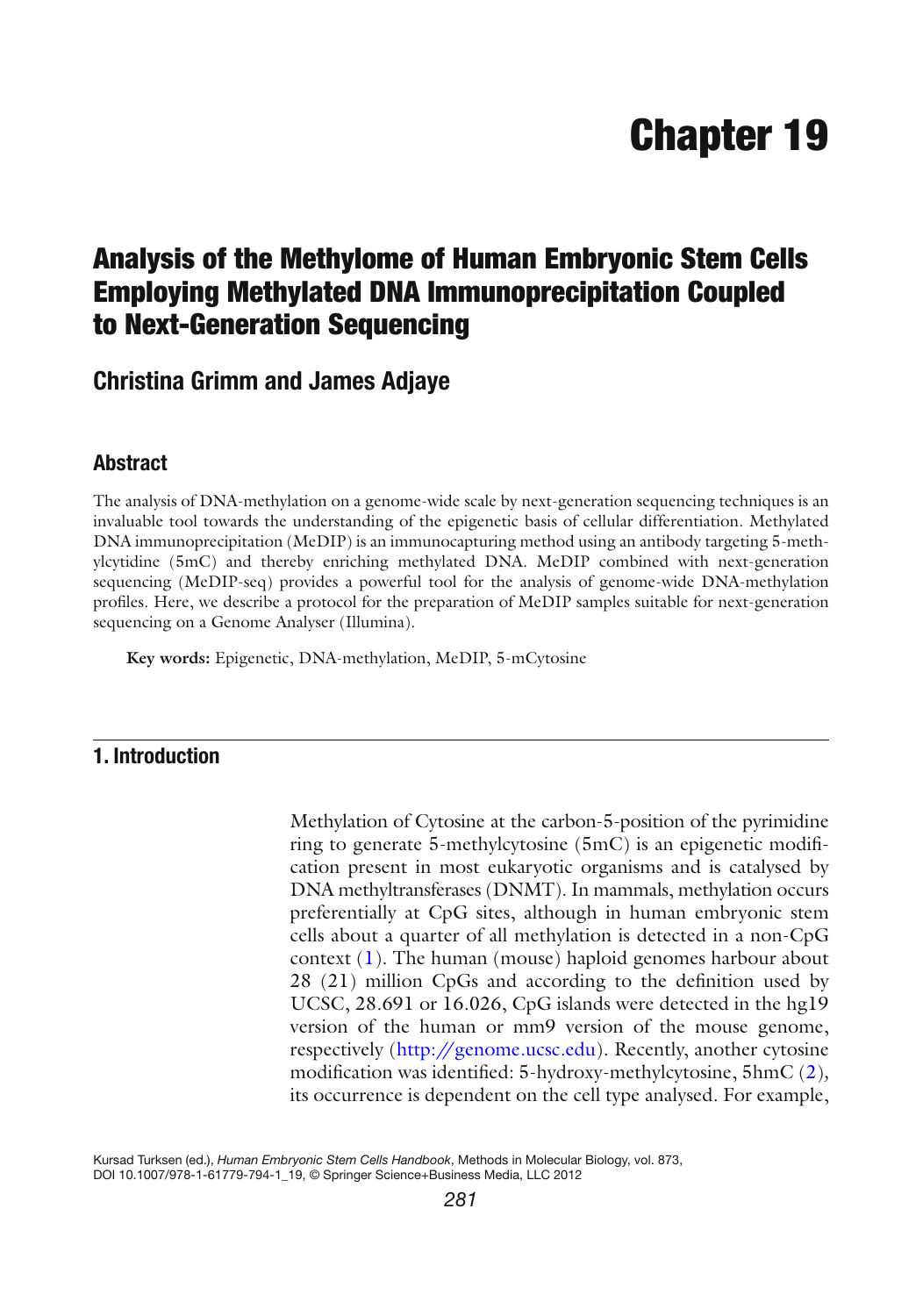# Chapter 19

## Analysis of the Methylome of Human Embryonic Stem Cells Employing Methylated DNA Immunoprecipitation Coupled to Next-Generation Sequencing

### Christina Grimm and James Adjaye

### Abstract

The analysis of DNA-methylation on a genome-wide scale by next-generation sequencing techniques is an invaluable tool towards the understanding of the epigenetic basis of cellular differentiation. Methylated DNA immunoprecipitation (MeDIP) is an immunocapturing method using an antibody targeting 5-methylcytidine (5mC) and thereby enriching methylated DNA. MeDIP combined with next-generation sequencing (MeDIP-seq) provides a powerful tool for the analysis of genome-wide DNA-methylation profiles. Here, we describe a protocol for the preparation of MeDIP samples suitable for next-generation sequencing on a Genome Analyser (Illumina).

**Key words:** Epigenetic, DNA-methylation, MeDIP, 5-mCytosine

## 1. Introduction

Methylation of Cytosine at the carbon-5-position of the pyrimidine ring to generate 5-methylcytosine (5mC) is an epigenetic modification present in most eukaryotic organisms and is catalysed by DNA methyltransferases (DNMT). In mammals, methylation occurs preferentially at CpG sites, although in human embryonic stem cells about a quarter of all methylation is detected in a non-CpG context (1). The human (mouse) haploid genomes harbour about 28 (21) million CpGs and according to the definition used by UCSC, 28.691 or 16.026, CpG islands were detected in the hg19 version of the human or mm9 version of the mouse genome, respectively (http://genome.ucsc.edu). Recently, another cytosine modification was identified: 5-hydroxy-methylcytosine, 5hmC (2), its occurrence is dependent on the cell type analysed. For example,

Kursad Turksen (ed.), *Human Embryonic Stem Cells Handbook*, Methods in Molecular Biology, vol. 873, DOI 10.1007/978-1-61779-794-1_19, © Springer Science+Business Media, LLC 2012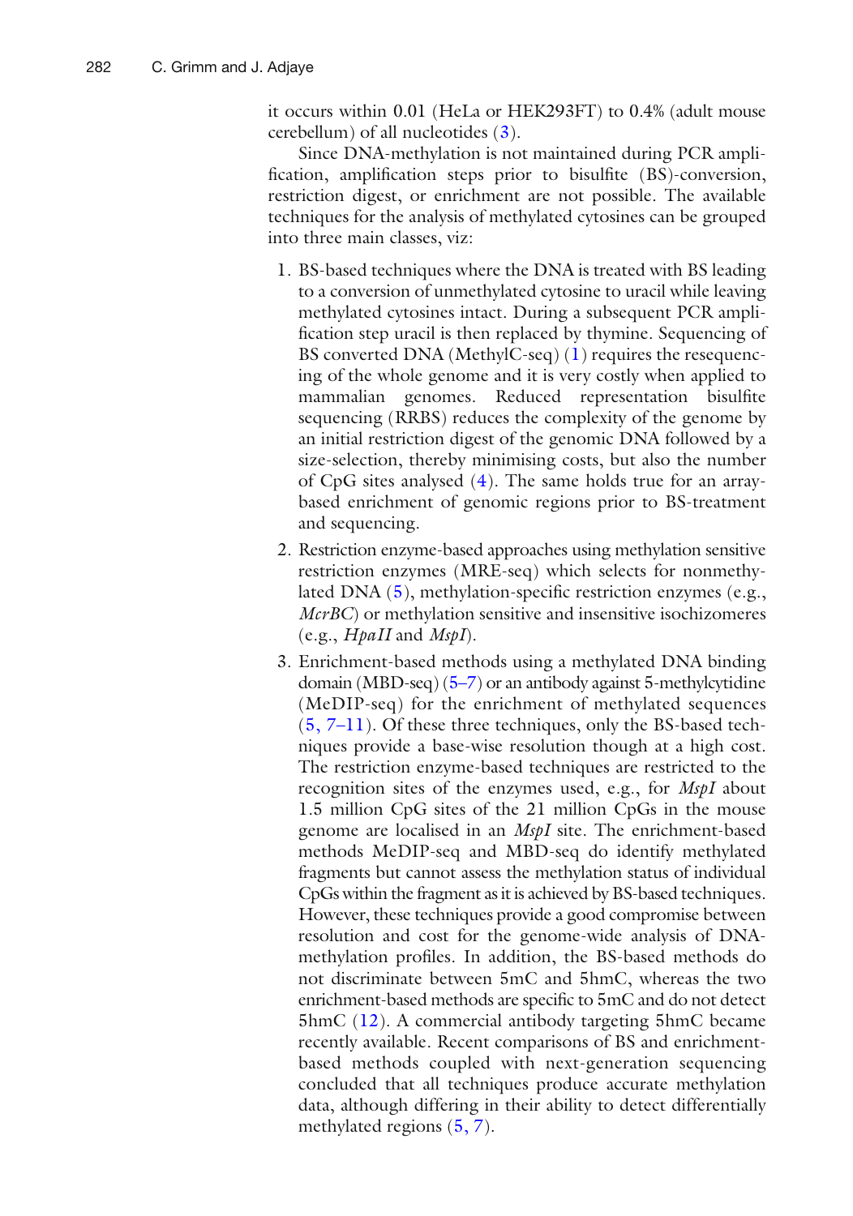it occurs within 0.01 (HeLa or HEK293FT) to 0.4% (adult mouse cerebellum) of all nucleotides (3).

Since DNA-methylation is not maintained during PCR amplification, amplification steps prior to bisulfite (BS)-conversion, restriction digest, or enrichment are not possible. The available techniques for the analysis of methylated cytosines can be grouped into three main classes, viz:

1. BS-based techniques where the DNA is treated with BS leading to a conversion of unmethylated cytosine to uracil while leaving methylated cytosines intact. During a subsequent PCR amplification step uracil is then replaced by thymine. Sequencing of BS converted DNA (MethylC-seq) (1) requires the resequencing of the whole genome and it is very costly when applied to mammalian genomes. Reduced representation bisulfite sequencing (RRBS) reduces the complexity of the genome by an initial restriction digest of the genomic DNA followed by a size-selection, thereby minimising costs, but also the number of CpG sites analysed (4). The same holds true for an array-based enrichment of genomic regions prior to BS-treatment and sequencing.
2. Restriction enzyme-based approaches using methylation sensitive restriction enzymes (MRE-seq) which selects for nonmethylated DNA (5), methylation-specific restriction enzymes (e.g., *McrBC*) or methylation sensitive and insensitive isochizomeres (e.g., *HpaII* and *MspI*).
3. Enrichment-based methods using a methylated DNA binding domain (MBD-seq) (5–7) or an antibody against 5-methylcytidine (MeDIP-seq) for the enrichment of methylated sequences (5, 7–11). Of these three techniques, only the BS-based techniques provide a base-wise resolution though at a high cost. The restriction enzyme-based techniques are restricted to the recognition sites of the enzymes used, e.g., for *MspI* about 1.5 million CpG sites of the 21 million CpGs in the mouse genome are localised in an *MspI* site. The enrichment-based methods MeDIP-seq and MBD-seq do identify methylated fragments but cannot assess the methylation status of individual CpGs within the fragment as it is achieved by BS-based techniques. However, these techniques provide a good compromise between resolution and cost for the genome-wide analysis of DNA-methylation profiles. In addition, the BS-based methods do not discriminate between 5mC and 5hmC, whereas the two enrichment-based methods are specific to 5mC and do not detect 5hmC (12). A commercial antibody targeting 5hmC became recently available. Recent comparisons of BS and enrichment-based methods coupled with next-generation sequencing concluded that all techniques produce accurate methylation data, although differing in their ability to detect differentially methylated regions (5, 7).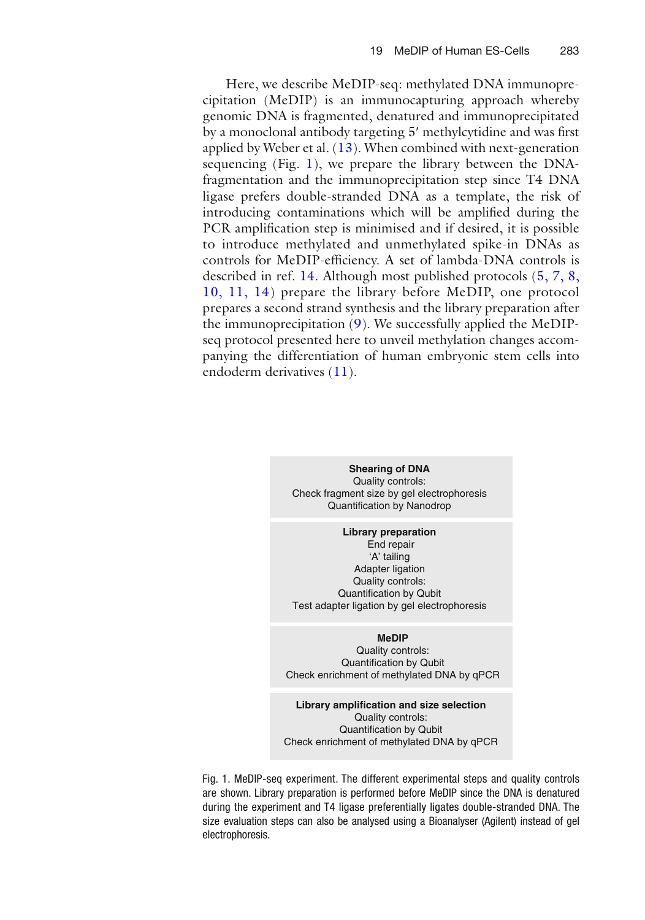Here, we describe MeDIP-seq: methylated DNA immunoprecipitation (MeDIP) is an immunocapturing approach whereby genomic DNA is fragmented, denatured and immunoprecipitated by a monoclonal antibody targeting 5′ methylcytidine and was first applied by Weber et al. (13). When combined with next-generation sequencing (Fig. 1), we prepare the library between the DNA-fragmentation and the immunoprecipitation step since T4 DNA ligase prefers double-stranded DNA as a template, the risk of introducing contaminations which will be amplified during the PCR amplification step is minimised and if desired, it is possible to introduce methylated and unmethylated spike-in DNAs as controls for MeDIP-efficiency. A set of lambda-DNA controls is described in ref. 14. Although most published protocols (5, 7, 8, 10, 11, 14) prepare the library before MeDIP, one protocol prepares a second strand synthesis and the library preparation after the immunoprecipitation (9). We successfully applied the MeDIP-seq protocol presented here to unveil methylation changes accompanying the differentiation of human embryonic stem cells into endoderm derivatives (11).

**Shearing of DNA**
Quality controls:
Check fragment size by gel electrophoresis
Quantification by Nanodrop

**Library preparation**
End repair
'A' tailing
Adapter ligation
Quality controls:
Quantification by Qubit
Test adapter ligation by gel electrophoresis

**MeDIP**
Quality controls:
Quantification by Qubit
Check enrichment of methylated DNA by qPCR

**Library amplification and size selection**
Quality controls:
Quantification by Qubit
Check enrichment of methylated DNA by qPCR

Fig. 1. MeDIP-seq experiment. The different experimental steps and quality controls are shown. Library preparation is performed before MeDIP since the DNA is denatured during the experiment and T4 ligase preferentially ligates double-stranded DNA. The size evaluation steps can also be analysed using a Bioanalyser (Agilent) instead of gel electrophoresis.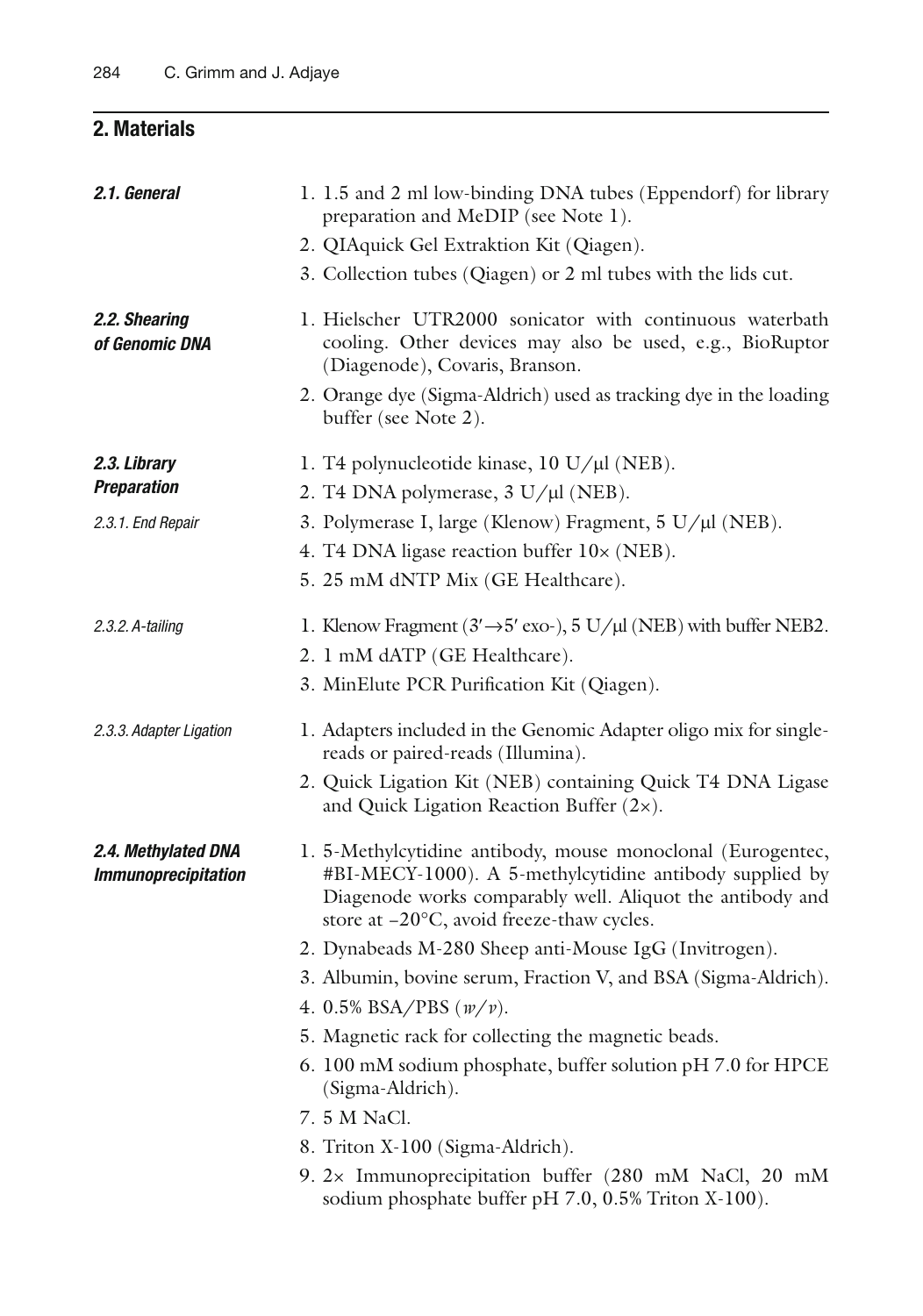## 2. Materials

### 2.1. General

1. 1.5 and 2 ml low-binding DNA tubes (Eppendorf) for library preparation and MeDIP (see Note 1).
2. QIAquick Gel Extraktion Kit (Qiagen).
3. Collection tubes (Qiagen) or 2 ml tubes with the lids cut.

### 2.2. Shearing of Genomic DNA

1. Hielscher UTR2000 sonicator with continuous waterbath cooling. Other devices may also be used, e.g., BioRuptor (Diagenode), Covaris, Branson.
2. Orange dye (Sigma-Aldrich) used as tracking dye in the loading buffer (see Note 2).

### 2.3. Library Preparation

#### 2.3.1. End Repair

1. T4 polynucleotide kinase, 10 U/μl (NEB).
2. T4 DNA polymerase, 3 U/μl (NEB).
3. Polymerase I, large (Klenow) Fragment, 5 U/μl (NEB).
4. T4 DNA ligase reaction buffer 10× (NEB).
5. 25 mM dNTP Mix (GE Healthcare).

#### 2.3.2. A-tailing

1. Klenow Fragment (3′→5′ exo-), 5 U/μl (NEB) with buffer NEB2.
2. 1 mM dATP (GE Healthcare).
3. MinElute PCR Purification Kit (Qiagen).

#### 2.3.3. Adapter Ligation

1. Adapters included in the Genomic Adapter oligo mix for single-reads or paired-reads (Illumina).
2. Quick Ligation Kit (NEB) containing Quick T4 DNA Ligase and Quick Ligation Reaction Buffer (2×).

### 2.4. Methylated DNA Immunoprecipitation

1. 5-Methylcytidine antibody, mouse monoclonal (Eurogentec, #BI-MECY-1000). A 5-methylcytidine antibody supplied by Diagenode works comparably well. Aliquot the antibody and store at −20°C, avoid freeze-thaw cycles.
2. Dynabeads M-280 Sheep anti-Mouse IgG (Invitrogen).
3. Albumin, bovine serum, Fraction V, and BSA (Sigma-Aldrich).
4. 0.5% BSA/PBS (*w/v*).
5. Magnetic rack for collecting the magnetic beads.
6. 100 mM sodium phosphate, buffer solution pH 7.0 for HPCE (Sigma-Aldrich).
7. 5 M NaCl.
8. Triton X-100 (Sigma-Aldrich).
9. 2× Immunoprecipitation buffer (280 mM NaCl, 20 mM sodium phosphate buffer pH 7.0, 0.5% Triton X-100).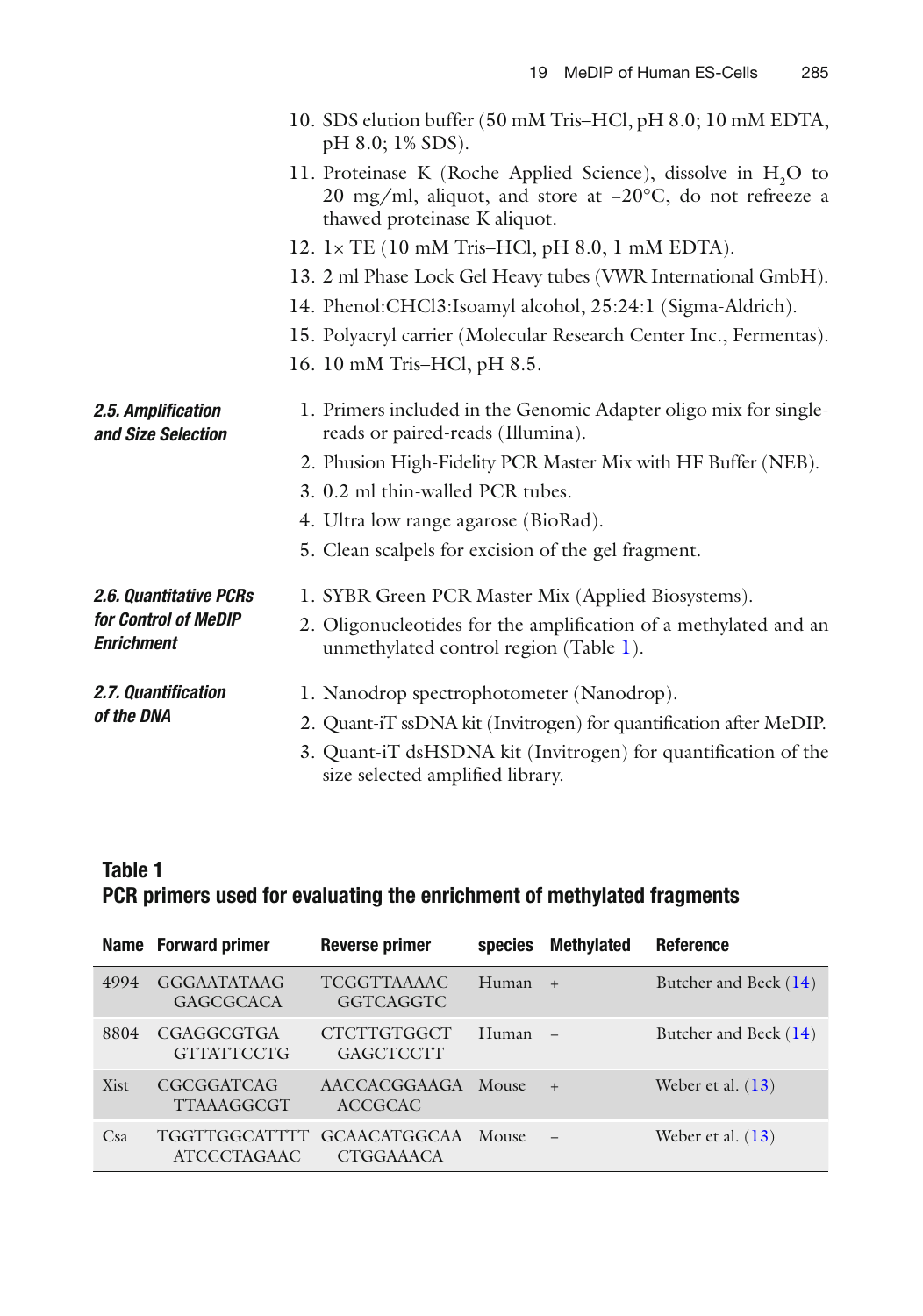10. SDS elution buffer (50 mM Tris–HCl, pH 8.0; 10 mM EDTA, pH 8.0; 1% SDS).
11. Proteinase K (Roche Applied Science), dissolve in $H_2O$ to 20 mg/ml, aliquot, and store at −20°C, do not refreeze a thawed proteinase K aliquot.
12. 1× TE (10 mM Tris–HCl, pH 8.0, 1 mM EDTA).
13. 2 ml Phase Lock Gel Heavy tubes (VWR International GmbH).
14. Phenol:CHCl3:Isoamyl alcohol, 25:24:1 (Sigma-Aldrich).
15. Polyacryl carrier (Molecular Research Center Inc., Fermentas).
16. 10 mM Tris–HCl, pH 8.5.

### 2.5. Amplification and Size Selection

1. Primers included in the Genomic Adapter oligo mix for single-reads or paired-reads (Illumina).
2. Phusion High-Fidelity PCR Master Mix with HF Buffer (NEB).
3. 0.2 ml thin-walled PCR tubes.
4. Ultra low range agarose (BioRad).
5. Clean scalpels for excision of the gel fragment.

### 2.6. Quantitative PCRs for Control of MeDIP Enrichment

1. SYBR Green PCR Master Mix (Applied Biosystems).
2. Oligonucleotides for the amplification of a methylated and an unmethylated control region (Table 1).

### 2.7. Quantification of the DNA

1. Nanodrop spectrophotometer (Nanodrop).
2. Quant-iT ssDNA kit (Invitrogen) for quantification after MeDIP.
3. Quant-iT dsHSDNA kit (Invitrogen) for quantification of the size selected amplified library.

**Table 1**
**PCR primers used for evaluating the enrichment of methylated fragments**

| Name | Forward primer | Reverse primer | species | Methylated | Reference |
|---|---|---|---|---|---|
| 4994 | GGGAATATAAG GAGCGCACA | TCGGTTAAAAC GGTCAGGTC | Human | + | Butcher and Beck (14) |
| 8804 | CGAGGCGTGA GTTATTCCTG | CTCTTGTGGCT GAGCTCCTT | Human | – | Butcher and Beck (14) |
| Xist | CGCGGATCAG TTAAAGGCGT | AACCACGGAAGA ACCGCAC | Mouse | + | Weber et al. (13) |
| Csa | TGGTTGGCATTTT ATCCCTAGAAC | GCAACATGGCAA CTGGAAACA | Mouse | – | Weber et al. (13) |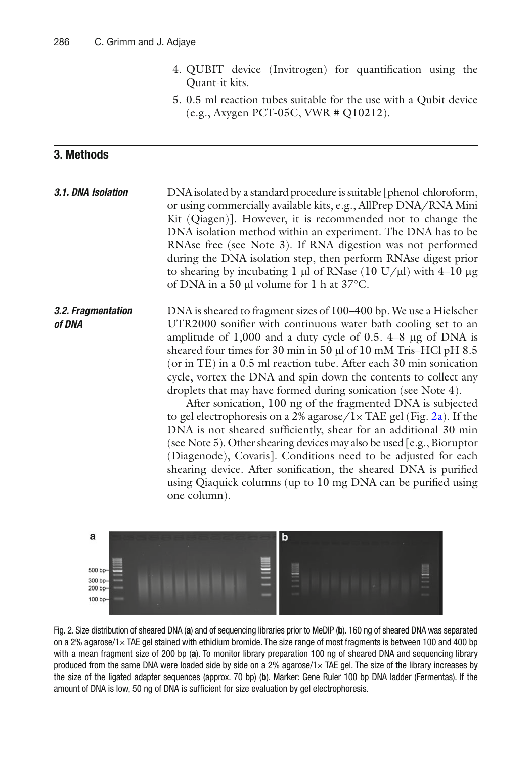4. QUBIT device (Invitrogen) for quantification using the Quant-it kits.
5. 0.5 ml reaction tubes suitable for the use with a Qubit device (e.g., Axygen PCT-05C, VWR # Q10212).

## 3. Methods

### 3.1. DNA Isolation

DNA isolated by a standard procedure is suitable [phenol-chloroform, or using commercially available kits, e.g., AllPrep DNA/RNA Mini Kit (Qiagen)]. However, it is recommended not to change the DNA isolation method within an experiment. The DNA has to be RNAse free (see Note 3). If RNA digestion was not performed during the DNA isolation step, then perform RNAse digest prior to shearing by incubating 1 μl of RNase (10 U/μl) with 4–10 μg of DNA in a 50 μl volume for 1 h at 37°C.

### 3.2. Fragmentation of DNA

DNA is sheared to fragment sizes of 100–400 bp. We use a Hielscher UTR2000 sonifier with continuous water bath cooling set to an amplitude of 1,000 and a duty cycle of 0.5. 4–8 μg of DNA is sheared four times for 30 min in 50 μl of 10 mM Tris–HCl pH 8.5 (or in TE) in a 0.5 ml reaction tube. After each 30 min sonication cycle, vortex the DNA and spin down the contents to collect any droplets that may have formed during sonication (see Note 4).

After sonication, 100 ng of the fragmented DNA is subjected to gel electrophoresis on a 2% agarose/1× TAE gel (Fig. 2a). If the DNA is not sheared sufficiently, shear for an additional 30 min (see Note 5). Other shearing devices may also be used [e.g., Bioruptor (Diagenode), Covaris]. Conditions need to be adjusted for each shearing device. After sonification, the sheared DNA is purified using Qiaquick columns (up to 10 mg DNA can be purified using one column).

Fig. 2. Size distribution of sheared DNA (**a**) and of sequencing libraries prior to MeDIP (**b**). 160 ng of sheared DNA was separated on a 2% agarose/1× TAE gel stained with ethidium bromide. The size range of most fragments is between 100 and 400 bp with a mean fragment size of 200 bp (**a**). To monitor library preparation 100 ng of sheared DNA and sequencing library produced from the same DNA were loaded side by side on a 2% agarose/1× TAE gel. The size of the library increases by the size of the ligated adapter sequences (approx. 70 bp) (**b**). Marker: Gene Ruler 100 bp DNA ladder (Fermentas). If the amount of DNA is low, 50 ng of DNA is sufficient for size evaluation by gel electrophoresis.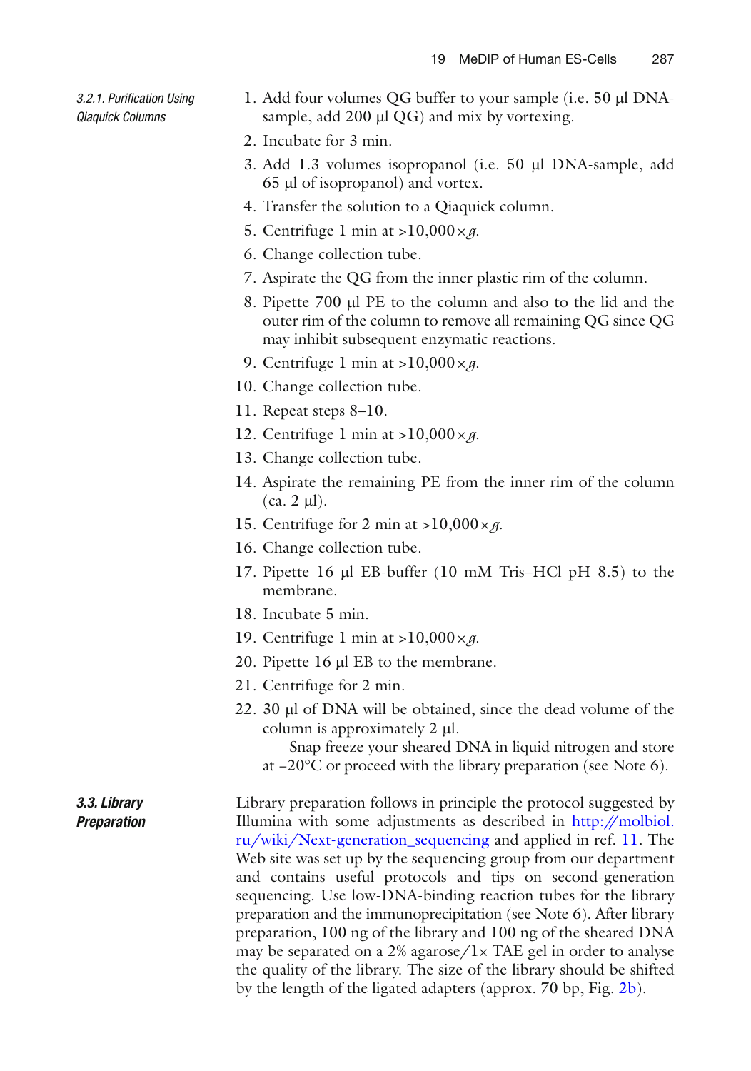#### 3.2.1. Purification Using Qiaquick Columns

1. Add four volumes QG buffer to your sample (i.e. 50 µl DNA-sample, add 200 µl QG) and mix by vortexing.
2. Incubate for 3 min.
3. Add 1.3 volumes isopropanol (i.e. 50 µl DNA-sample, add 65 µl of isopropanol) and vortex.
4. Transfer the solution to a Qiaquick column.
5. Centrifuge 1 min at >10,000 × *g*.
6. Change collection tube.
7. Aspirate the QG from the inner plastic rim of the column.
8. Pipette 700 µl PE to the column and also to the lid and the outer rim of the column to remove all remaining QG since QG may inhibit subsequent enzymatic reactions.
9. Centrifuge 1 min at >10,000 × *g*.
10. Change collection tube.
11. Repeat steps 8–10.
12. Centrifuge 1 min at >10,000 × *g*.
13. Change collection tube.
14. Aspirate the remaining PE from the inner rim of the column (ca. 2 µl).
15. Centrifuge for 2 min at >10,000 × *g*.
16. Change collection tube.
17. Pipette 16 µl EB-buffer (10 mM Tris–HCl pH 8.5) to the membrane.
18. Incubate 5 min.
19. Centrifuge 1 min at >10,000 × *g*.
20. Pipette 16 µl EB to the membrane.
21. Centrifuge for 2 min.
22. 30 µl of DNA will be obtained, since the dead volume of the column is approximately 2 µl.

    Snap freeze your sheared DNA in liquid nitrogen and store at −20°C or proceed with the library preparation (see Note 6).

### 3.3. Library Preparation

Library preparation follows in principle the protocol suggested by Illumina with some adjustments as described in http://molbiol.ru/wiki/Next-generation_sequencing and applied in ref. 11. The Web site was set up by the sequencing group from our department and contains useful protocols and tips on second-generation sequencing. Use low-DNA-binding reaction tubes for the library preparation and the immunoprecipitation (see Note 6). After library preparation, 100 ng of the library and 100 ng of the sheared DNA may be separated on a 2% agarose/1× TAE gel in order to analyse the quality of the library. The size of the library should be shifted by the length of the ligated adapters (approx. 70 bp, Fig. 2b).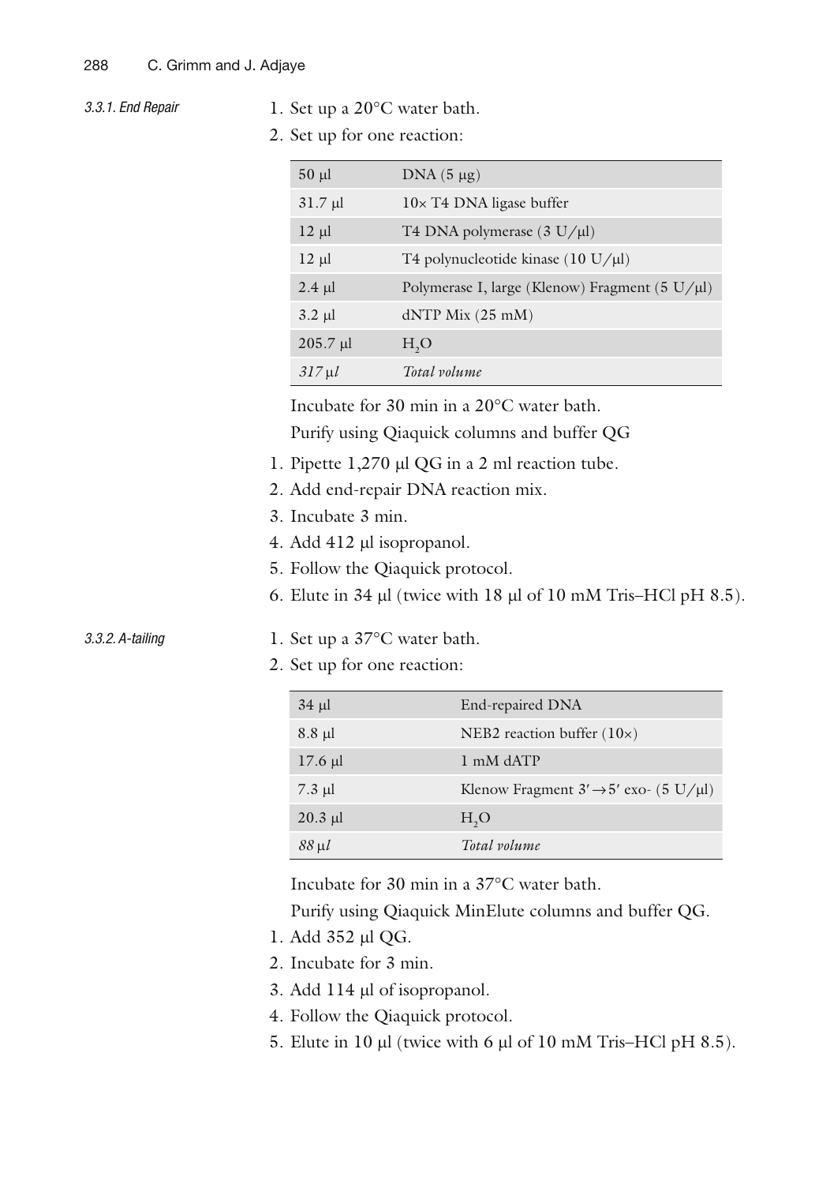#### 3.3.1. End Repair

1. Set up a 20°C water bath.
2. Set up for one reaction:

| | |
|---|---|
| 50 µl | DNA (5 µg) |
| 31.7 µl | 10× T4 DNA ligase buffer |
| 12 µl | T4 DNA polymerase (3 U/µl) |
| 12 µl | T4 polynucleotide kinase (10 U/µl) |
| 2.4 µl | Polymerase I, large (Klenow) Fragment (5 U/µl) |
| 3.2 µl | dNTP Mix (25 mM) |
| 205.7 µl | $H_2O$ |
| *317 µl* | *Total volume* |

Incubate for 30 min in a 20°C water bath.

Purify using Qiaquick columns and buffer QG

1. Pipette 1,270 µl QG in a 2 ml reaction tube.
2. Add end-repair DNA reaction mix.
3. Incubate 3 min.
4. Add 412 µl isopropanol.
5. Follow the Qiaquick protocol.
6. Elute in 34 µl (twice with 18 µl of 10 mM Tris–HCl pH 8.5).

#### 3.3.2. A-tailing

1. Set up a 37°C water bath.
2. Set up for one reaction:

| | |
|---|---|
| 34 µl | End-repaired DNA |
| 8.8 µl | NEB2 reaction buffer (10×) |
| 17.6 µl | 1 mM dATP |
| 7.3 µl | Klenow Fragment 3′→5′ exo- (5 U/µl) |
| 20.3 µl | $H_2O$ |
| *88 µl* | *Total volume* |

Incubate for 30 min in a 37°C water bath.

Purify using Qiaquick MinElute columns and buffer QG.

1. Add 352 µl QG.
2. Incubate for 3 min.
3. Add 114 µl of isopropanol.
4. Follow the Qiaquick protocol.
5. Elute in 10 µl (twice with 6 µl of 10 mM Tris–HCl pH 8.5).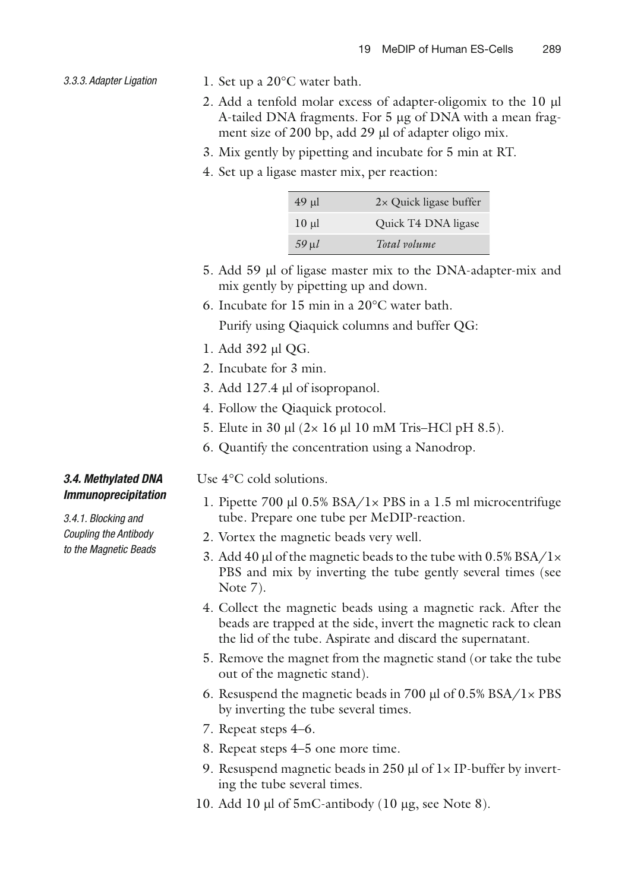#### 3.3.3. Adapter Ligation

1. Set up a 20°C water bath.
2. Add a tenfold molar excess of adapter-oligomix to the 10 μl A-tailed DNA fragments. For 5 μg of DNA with a mean fragment size of 200 bp, add 29 μl of adapter oligo mix.
3. Mix gently by pipetting and incubate for 5 min at RT.
4. Set up a ligase master mix, per reaction:

| | |
|---|---|
| 49 μl | 2× Quick ligase buffer |
| 10 μl | Quick T4 DNA ligase |
| *59 μl* | *Total volume* |

5. Add 59 μl of ligase master mix to the DNA-adapter-mix and mix gently by pipetting up and down.
6. Incubate for 15 min in a 20°C water bath.

   Purify using Qiaquick columns and buffer QG:

1. Add 392 μl QG.
2. Incubate for 3 min.
3. Add 127.4 μl of isopropanol.
4. Follow the Qiaquick protocol.
5. Elute in 30 μl (2× 16 μl 10 mM Tris–HCl pH 8.5).
6. Quantify the concentration using a Nanodrop.

### 3.4. Methylated DNA Immunoprecipitation

#### 3.4.1. Blocking and Coupling the Antibody to the Magnetic Beads

Use 4°C cold solutions.

1. Pipette 700 μl 0.5% BSA/1× PBS in a 1.5 ml microcentrifuge tube. Prepare one tube per MeDIP-reaction.
2. Vortex the magnetic beads very well.
3. Add 40 μl of the magnetic beads to the tube with 0.5% BSA/1× PBS and mix by inverting the tube gently several times (see Note 7).
4. Collect the magnetic beads using a magnetic rack. After the beads are trapped at the side, invert the magnetic rack to clean the lid of the tube. Aspirate and discard the supernatant.
5. Remove the magnet from the magnetic stand (or take the tube out of the magnetic stand).
6. Resuspend the magnetic beads in 700 μl of 0.5% BSA/1× PBS by inverting the tube several times.
7. Repeat steps 4–6.
8. Repeat steps 4–5 one more time.
9. Resuspend magnetic beads in 250 μl of 1× IP-buffer by inverting the tube several times.
10. Add 10 μl of 5mC-antibody (10 μg, see Note 8).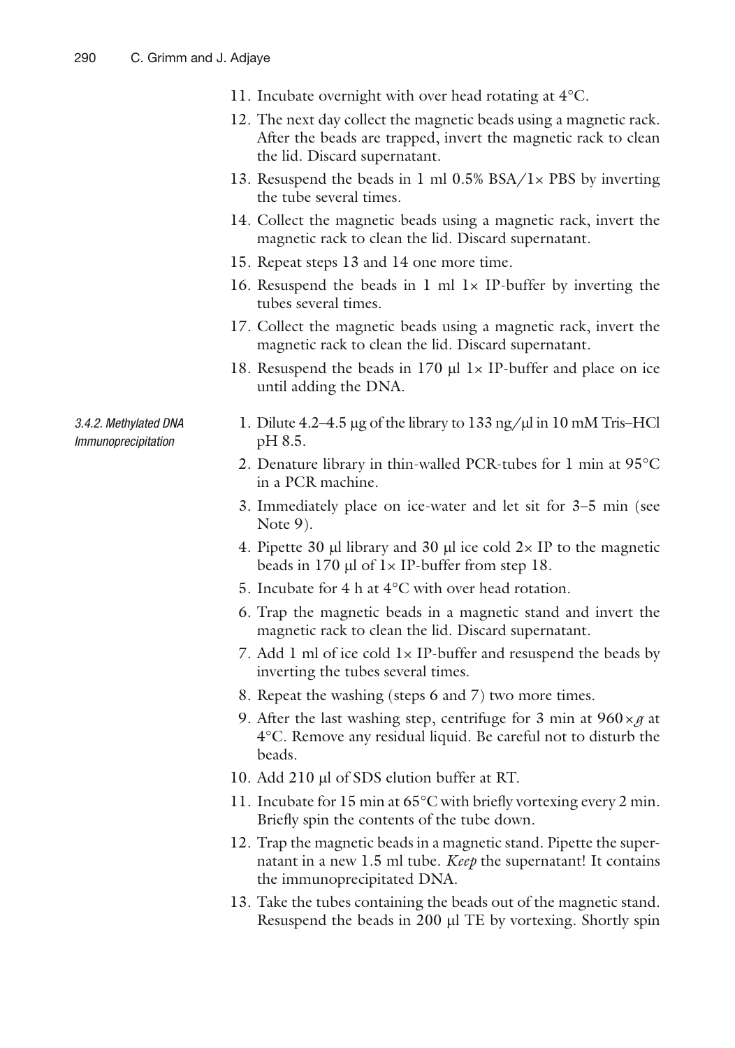11. Incubate overnight with over head rotating at 4°C.
12. The next day collect the magnetic beads using a magnetic rack. After the beads are trapped, invert the magnetic rack to clean the lid. Discard supernatant.
13. Resuspend the beads in 1 ml 0.5% BSA/1× PBS by inverting the tube several times.
14. Collect the magnetic beads using a magnetic rack, invert the magnetic rack to clean the lid. Discard supernatant.
15. Repeat steps 13 and 14 one more time.
16. Resuspend the beads in 1 ml 1× IP-buffer by inverting the tubes several times.
17. Collect the magnetic beads using a magnetic rack, invert the magnetic rack to clean the lid. Discard supernatant.
18. Resuspend the beads in 170 µl 1× IP-buffer and place on ice until adding the DNA.

#### 3.4.2. Methylated DNA Immunoprecipitation

1. Dilute 4.2–4.5 µg of the library to 133 ng/µl in 10 mM Tris–HCl pH 8.5.
2. Denature library in thin-walled PCR-tubes for 1 min at 95°C in a PCR machine.
3. Immediately place on ice-water and let sit for 3–5 min (see Note 9).
4. Pipette 30 µl library and 30 µl ice cold 2× IP to the magnetic beads in 170 µl of 1× IP-buffer from step 18.
5. Incubate for 4 h at 4°C with over head rotation.
6. Trap the magnetic beads in a magnetic stand and invert the magnetic rack to clean the lid. Discard supernatant.
7. Add 1 ml of ice cold 1× IP-buffer and resuspend the beads by inverting the tubes several times.
8. Repeat the washing (steps 6 and 7) two more times.
9. After the last washing step, centrifuge for 3 min at 960 × *g* at 4°C. Remove any residual liquid. Be careful not to disturb the beads.
10. Add 210 µl of SDS elution buffer at RT.
11. Incubate for 15 min at 65°C with briefly vortexing every 2 min. Briefly spin the contents of the tube down.
12. Trap the magnetic beads in a magnetic stand. Pipette the supernatant in a new 1.5 ml tube. *Keep* the supernatant! It contains the immunoprecipitated DNA.
13. Take the tubes containing the beads out of the magnetic stand. Resuspend the beads in 200 µl TE by vortexing. Shortly spin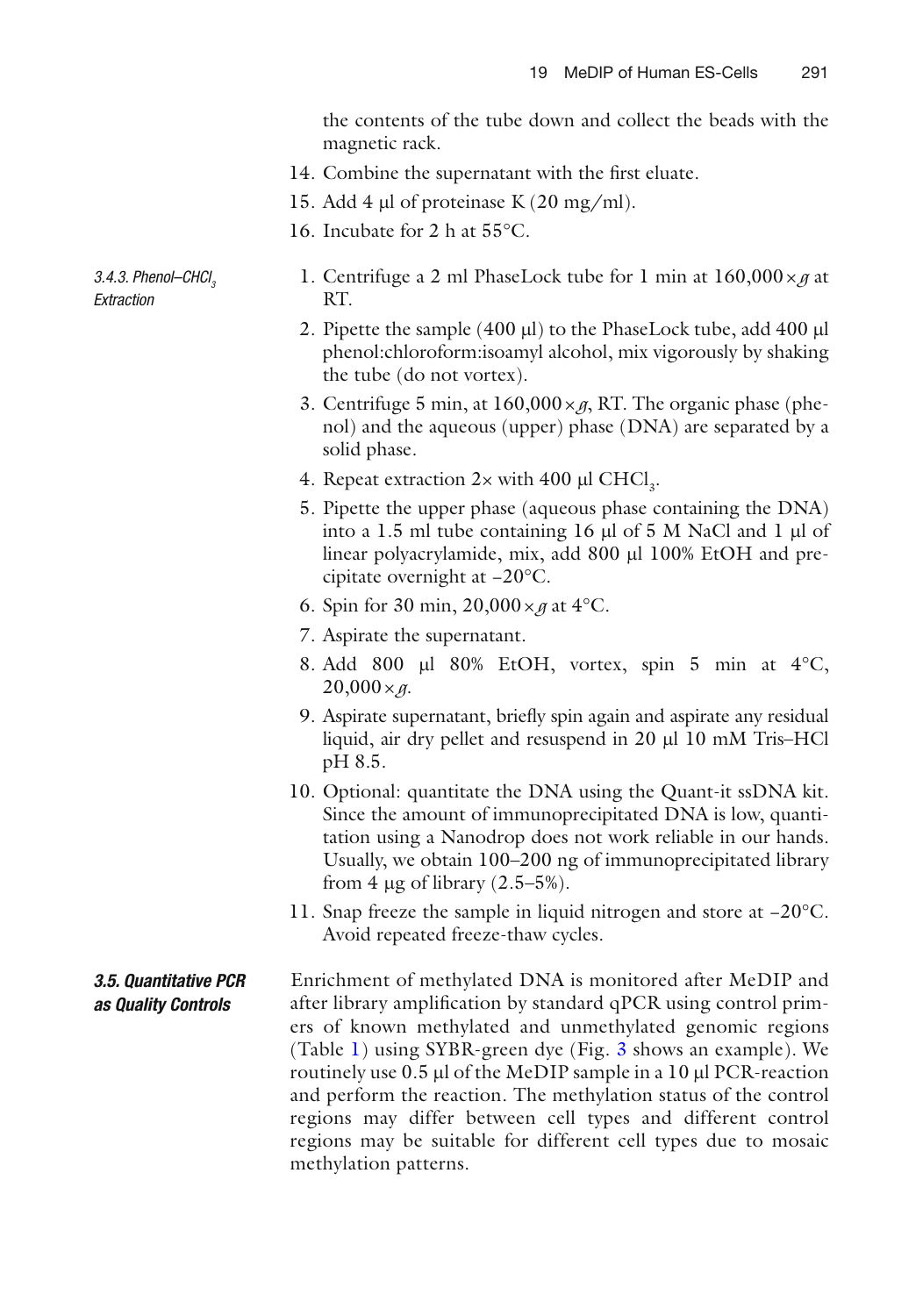the contents of the tube down and collect the beads with the magnetic rack.

14. Combine the supernatant with the first eluate.
15. Add 4 μl of proteinase K (20 mg/ml).
16. Incubate for 2 h at 55°C.

#### 3.4.3. Phenol–$CHCl_3$ Extraction

1. Centrifuge a 2 ml PhaseLock tube for 1 min at 160,000 × *g* at RT.
2. Pipette the sample (400 μl) to the PhaseLock tube, add 400 μl phenol:chloroform:isoamyl alcohol, mix vigorously by shaking the tube (do not vortex).
3. Centrifuge 5 min, at 160,000 × *g*, RT. The organic phase (phenol) and the aqueous (upper) phase (DNA) are separated by a solid phase.
4. Repeat extraction 2× with 400 μl $CHCl_3$.
5. Pipette the upper phase (aqueous phase containing the DNA) into a 1.5 ml tube containing 16 μl of 5 M NaCl and 1 μl of linear polyacrylamide, mix, add 800 μl 100% EtOH and precipitate overnight at −20°C.
6. Spin for 30 min, 20,000 × *g* at 4°C.
7. Aspirate the supernatant.
8. Add 800 μl 80% EtOH, vortex, spin 5 min at 4°C, 20,000 × *g*.
9. Aspirate supernatant, briefly spin again and aspirate any residual liquid, air dry pellet and resuspend in 20 μl 10 mM Tris–HCl pH 8.5.
10. Optional: quantitate the DNA using the Quant-it ssDNA kit. Since the amount of immunoprecipitated DNA is low, quantitation using a Nanodrop does not work reliable in our hands. Usually, we obtain 100–200 ng of immunoprecipitated library from 4 μg of library (2.5–5%).
11. Snap freeze the sample in liquid nitrogen and store at −20°C. Avoid repeated freeze-thaw cycles.

### 3.5. Quantitative PCR as Quality Controls

Enrichment of methylated DNA is monitored after MeDIP and after library amplification by standard qPCR using control primers of known methylated and unmethylated genomic regions (Table 1) using SYBR-green dye (Fig. 3 shows an example). We routinely use 0.5 μl of the MeDIP sample in a 10 μl PCR-reaction and perform the reaction. The methylation status of the control regions may differ between cell types and different control regions may be suitable for different cell types due to mosaic methylation patterns.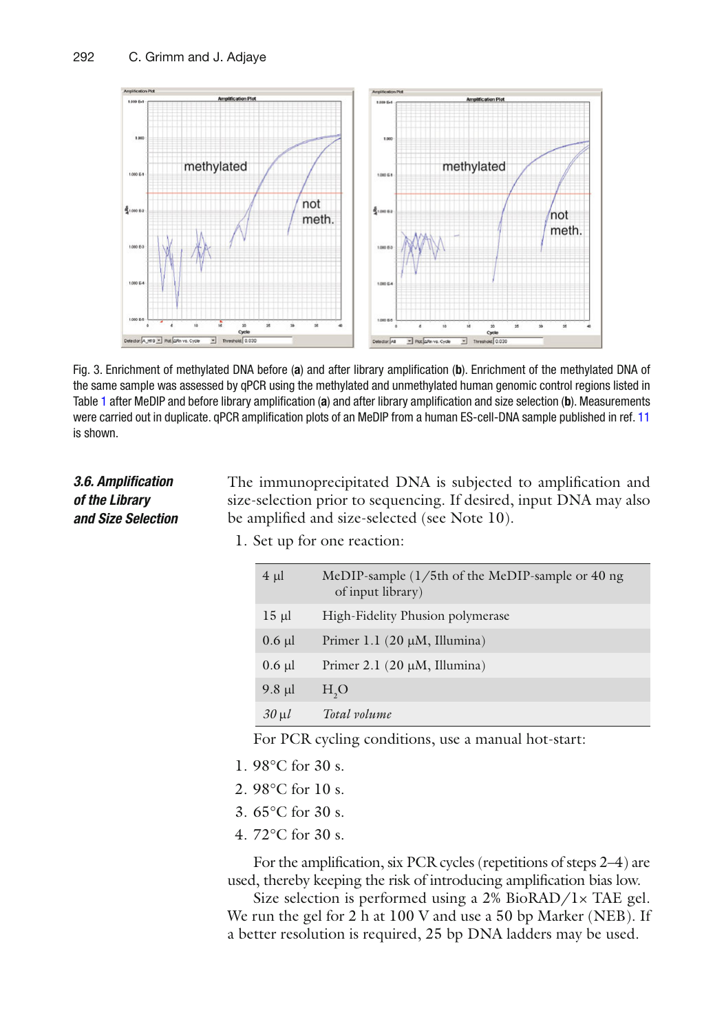Fig. 3. Enrichment of methylated DNA before (**a**) and after library amplification (**b**). Enrichment of the methylated DNA of the same sample was assessed by qPCR using the methylated and unmethylated human genomic control regions listed in Table 1 after MeDIP and before library amplification (**a**) and after library amplification and size selection (**b**). Measurements were carried out in duplicate. qPCR amplification plots of an MeDIP from a human ES-cell-DNA sample published in ref. 11 is shown.

### *3.6. Amplification of the Library and Size Selection*

The immunoprecipitated DNA is subjected to amplification and size-selection prior to sequencing. If desired, input DNA may also be amplified and size-selected (see Note 10).

1. Set up for one reaction:

| | |
|---|---|
| 4 µl | MeDIP-sample (1/5th of the MeDIP-sample or 40 ng of input library) |
| 15 µl | High-Fidelity Phusion polymerase |
| 0.6 µl | Primer 1.1 (20 µM, Illumina) |
| 0.6 µl | Primer 2.1 (20 µM, Illumina) |
| 9.8 µl | $H_2O$ |
| *30 µl* | *Total volume* |

For PCR cycling conditions, use a manual hot-start:

1. 98°C for 30 s.
2. 98°C for 10 s.
3. 65°C for 30 s.
4. 72°C for 30 s.

For the amplification, six PCR cycles (repetitions of steps 2–4) are used, thereby keeping the risk of introducing amplification bias low.

Size selection is performed using a 2% BioRAD/1× TAE gel. We run the gel for 2 h at 100 V and use a 50 bp Marker (NEB). If a better resolution is required, 25 bp DNA ladders may be used.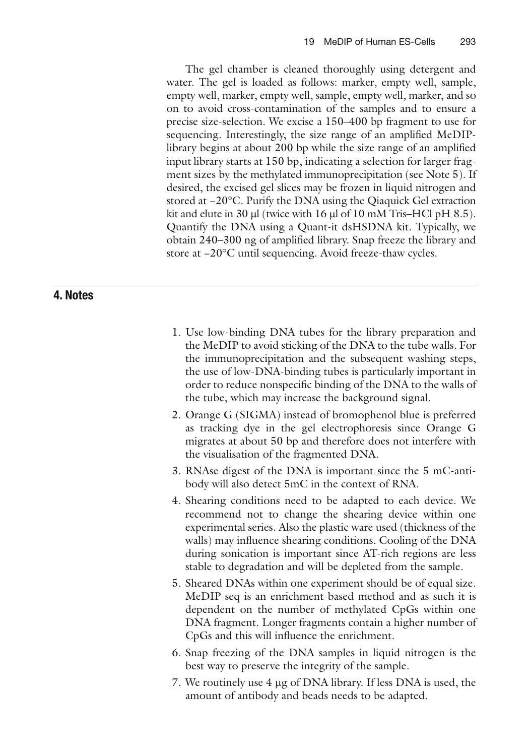The gel chamber is cleaned thoroughly using detergent and water. The gel is loaded as follows: marker, empty well, sample, empty well, marker, empty well, sample, empty well, marker, and so on to avoid cross-contamination of the samples and to ensure a precise size-selection. We excise a 150–400 bp fragment to use for sequencing. Interestingly, the size range of an amplified MeDIP-library begins at about 200 bp while the size range of an amplified input library starts at 150 bp, indicating a selection for larger fragment sizes by the methylated immunoprecipitation (see Note 5). If desired, the excised gel slices may be frozen in liquid nitrogen and stored at –20°C. Purify the DNA using the Qiaquick Gel extraction kit and elute in 30 μl (twice with 16 μl of 10 mM Tris–HCl pH 8.5). Quantify the DNA using a Quant-it dsHSDNA kit. Typically, we obtain 240–300 ng of amplified library. Snap freeze the library and store at –20°C until sequencing. Avoid freeze-thaw cycles.

## 4. Notes

1. Use low-binding DNA tubes for the library preparation and the MeDIP to avoid sticking of the DNA to the tube walls. For the immunoprecipitation and the subsequent washing steps, the use of low-DNA-binding tubes is particularly important in order to reduce nonspecific binding of the DNA to the walls of the tube, which may increase the background signal.
2. Orange G (SIGMA) instead of bromophenol blue is preferred as tracking dye in the gel electrophoresis since Orange G migrates at about 50 bp and therefore does not interfere with the visualisation of the fragmented DNA.
3. RNAse digest of the DNA is important since the 5 mC-antibody will also detect 5mC in the context of RNA.
4. Shearing conditions need to be adapted to each device. We recommend not to change the shearing device within one experimental series. Also the plastic ware used (thickness of the walls) may influence shearing conditions. Cooling of the DNA during sonication is important since AT-rich regions are less stable to degradation and will be depleted from the sample.
5. Sheared DNAs within one experiment should be of equal size. MeDIP-seq is an enrichment-based method and as such it is dependent on the number of methylated CpGs within one DNA fragment. Longer fragments contain a higher number of CpGs and this will influence the enrichment.
6. Snap freezing of the DNA samples in liquid nitrogen is the best way to preserve the integrity of the sample.
7. We routinely use 4 μg of DNA library. If less DNA is used, the amount of antibody and beads needs to be adapted.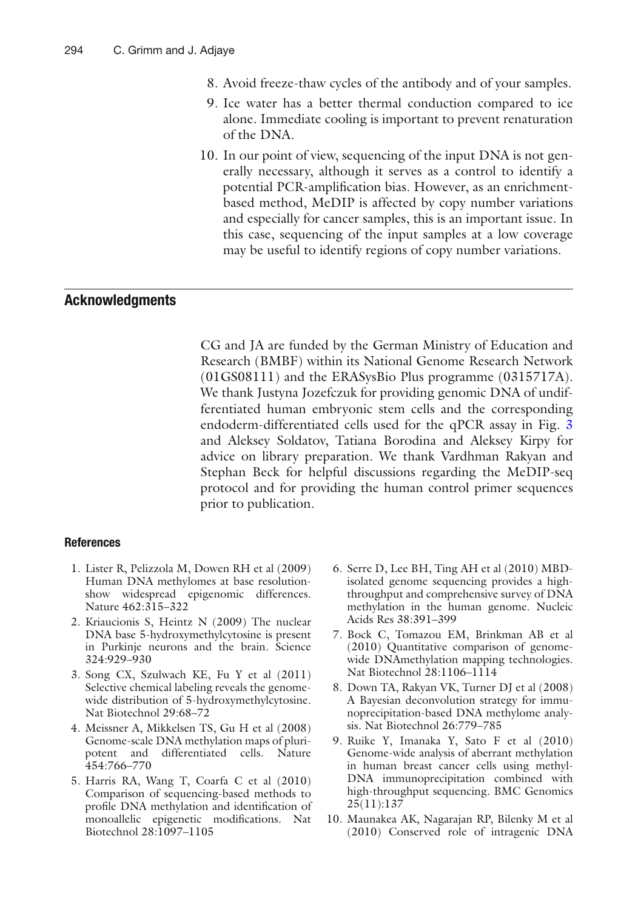8. Avoid freeze-thaw cycles of the antibody and of your samples.
9. Ice water has a better thermal conduction compared to ice alone. Immediate cooling is important to prevent renaturation of the DNA.
10. In our point of view, sequencing of the input DNA is not generally necessary, although it serves as a control to identify a potential PCR-amplification bias. However, as an enrichment-based method, MeDIP is affected by copy number variations and especially for cancer samples, this is an important issue. In this case, sequencing of the input samples at a low coverage may be useful to identify regions of copy number variations.

## Acknowledgments

CG and JA are funded by the German Ministry of Education and Research (BMBF) within its National Genome Research Network (01GS08111) and the ERASysBio Plus programme (0315717A). We thank Justyna Jozefczuk for providing genomic DNA of undifferentiated human embryonic stem cells and the corresponding endoderm-differentiated cells used for the qPCR assay in Fig. 3 and Aleksey Soldatov, Tatiana Borodina and Aleksey Kirpy for advice on library preparation. We thank Vardhman Rakyan and Stephan Beck for helpful discussions regarding the MeDIP-seq protocol and for providing the human control primer sequences prior to publication.

### References

1. Lister R, Pelizzola M, Dowen RH et al (2009) Human DNA methylomes at base resolutionshow widespread epigenomic differences. Nature 462:315–322
2. Kriaucionis S, Heintz N (2009) The nuclear DNA base 5-hydroxymethylcytosine is present in Purkinje neurons and the brain. Science 324:929–930
3. Song CX, Szulwach KE, Fu Y et al (2011) Selective chemical labeling reveals the genome-wide distribution of 5-hydroxymethylcytosine. Nat Biotechnol 29:68–72
4. Meissner A, Mikkelsen TS, Gu H et al (2008) Genome-scale DNA methylation maps of pluripotent and differentiated cells. Nature 454:766–770
5. Harris RA, Wang T, Coarfa C et al (2010) Comparison of sequencing-based methods to profile DNA methylation and identification of monoallelic epigenetic modifications. Nat Biotechnol 28:1097–1105
6. Serre D, Lee BH, Ting AH et al (2010) MBD-isolated genome sequencing provides a high-throughput and comprehensive survey of DNA methylation in the human genome. Nucleic Acids Res 38:391–399
7. Bock C, Tomazou EM, Brinkman AB et al (2010) Quantitative comparison of genome-wide DNAmethylation mapping technologies. Nat Biotechnol 28:1106–1114
8. Down TA, Rakyan VK, Turner DJ et al (2008) A Bayesian deconvolution strategy for immunoprecipitation-based DNA methylome analysis. Nat Biotechnol 26:779–785
9. Ruike Y, Imanaka Y, Sato F et al (2010) Genome-wide analysis of aberrant methylation in human breast cancer cells using methyl-DNA immunoprecipitation combined with high-throughput sequencing. BMC Genomics 25(11):137
10. Maunakea AK, Nagarajan RP, Bilenky M et al (2010) Conserved role of intragenic DNA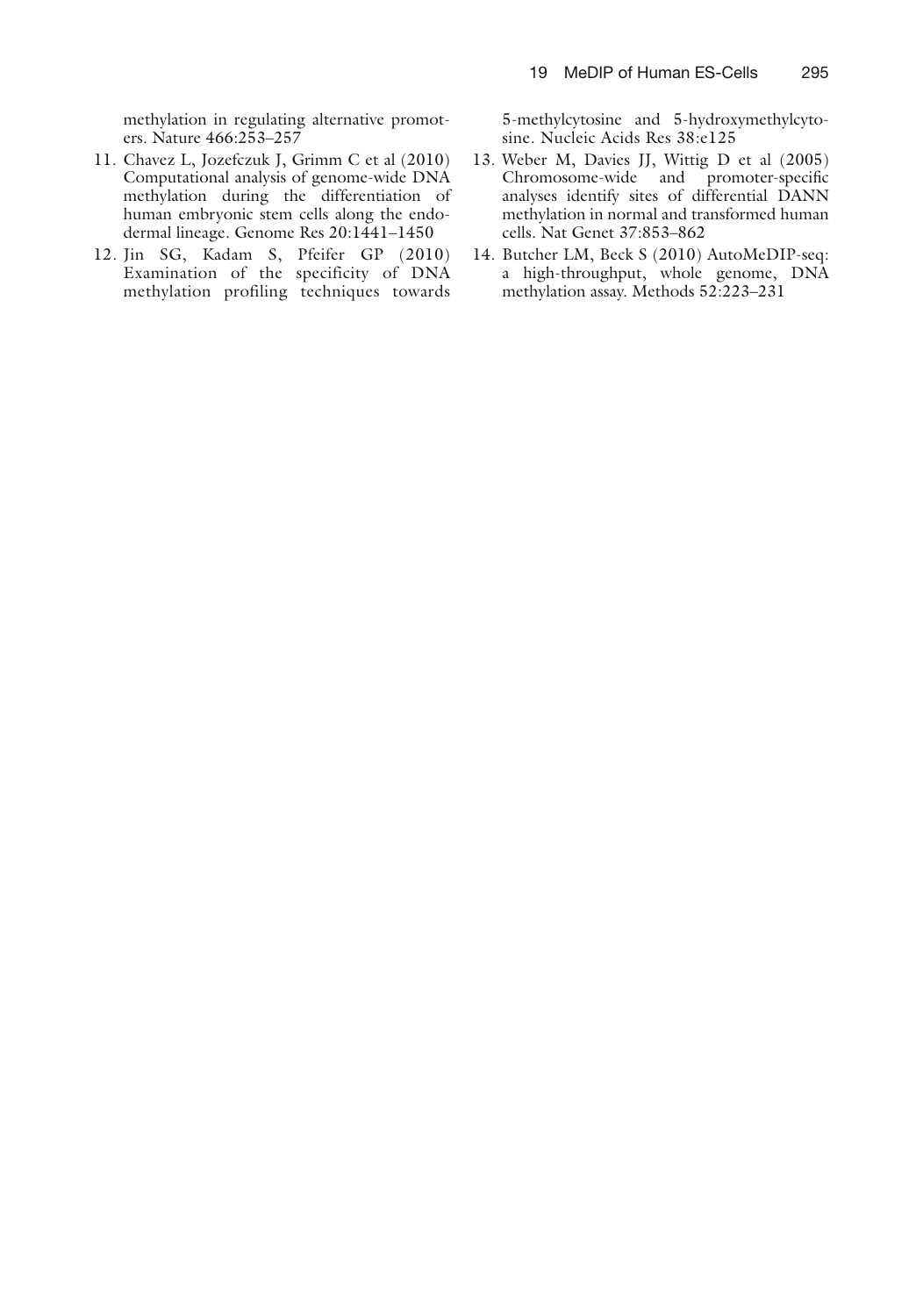methylation in regulating alternative promoters. Nature 466:253–257

11. Chavez L, Jozefczuk J, Grimm C et al (2010) Computational analysis of genome-wide DNA methylation during the differentiation of human embryonic stem cells along the endodermal lineage. Genome Res 20:1441–1450
12. Jin SG, Kadam S, Pfeifer GP (2010) Examination of the specificity of DNA methylation profiling techniques towards 5-methylcytosine and 5-hydroxymethylcytosine. Nucleic Acids Res 38:e125
13. Weber M, Davies JJ, Wittig D et al (2005) Chromosome-wide and promoter-specific analyses identify sites of differential DANN methylation in normal and transformed human cells. Nat Genet 37:853–862
14. Butcher LM, Beck S (2010) AutoMeDIP-seq: a high-throughput, whole genome, DNA methylation assay. Methods 52:223–231